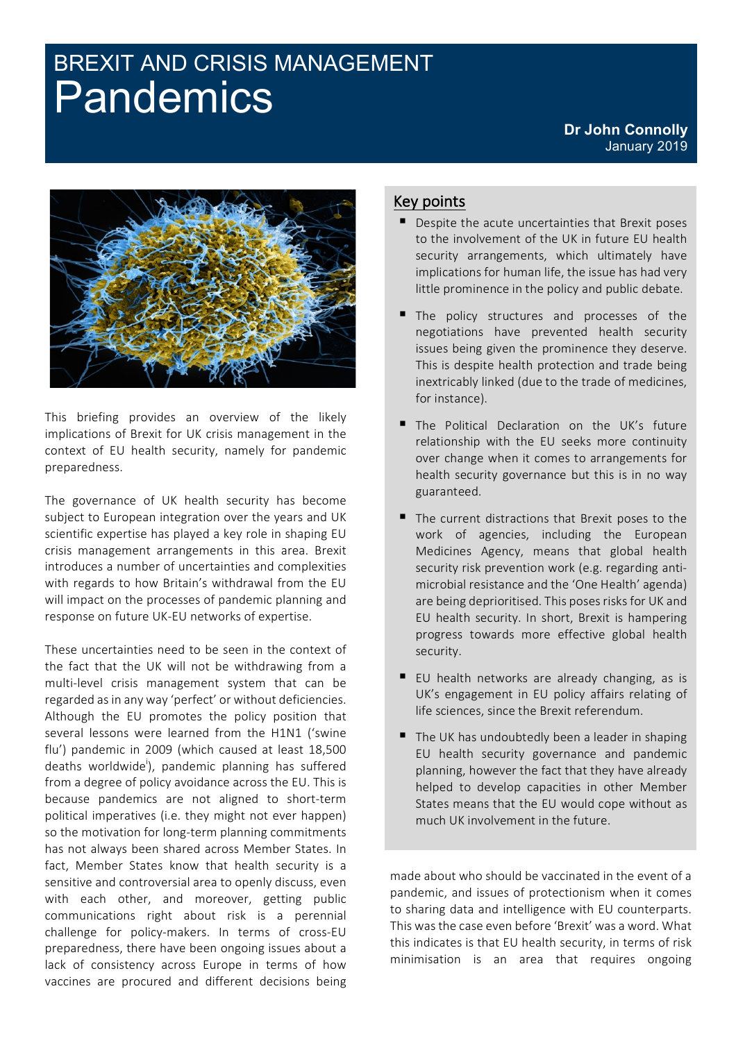# BREXIT AND CRISIS MANAGEMENT

# Pandemics

**Dr John Connolly**
January 2019

## Key points

- Despite the acute uncertainties that Brexit poses to the involvement of the UK in future EU health security arrangements, which ultimately have implications for human life, the issue has had very little prominence in the policy and public debate.
- The policy structures and processes of the negotiations have prevented health security issues being given the prominence they deserve. This is despite health protection and trade being inextricably linked (due to the trade of medicines, for instance).
- The Political Declaration on the UK's future relationship with the EU seeks more continuity over change when it comes to arrangements for health security governance but this is in no way guaranteed.
- The current distractions that Brexit poses to the work of agencies, including the European Medicines Agency, means that global health security risk prevention work (e.g. regarding anti-microbial resistance and the 'One Health' agenda) are being deprioritised. This poses risks for UK and EU health security. In short, Brexit is hampering progress towards more effective global health security.
- EU health networks are already changing, as is UK's engagement in EU policy affairs relating of life sciences, since the Brexit referendum.
- The UK has undoubtedly been a leader in shaping EU health security governance and pandemic planning, however the fact that they have already helped to develop capacities in other Member States means that the EU would cope without as much UK involvement in the future.

This briefing provides an overview of the likely implications of Brexit for UK crisis management in the context of EU health security, namely for pandemic preparedness.

The governance of UK health security has become subject to European integration over the years and UK scientific expertise has played a key role in shaping EU crisis management arrangements in this area. Brexit introduces a number of uncertainties and complexities with regards to how Britain's withdrawal from the EU will impact on the processes of pandemic planning and response on future UK-EU networks of expertise.

These uncertainties need to be seen in the context of the fact that the UK will not be withdrawing from a multi-level crisis management system that can be regarded as in any way 'perfect' or without deficiencies. Although the EU promotes the policy position that several lessons were learned from the H1N1 ('swine flu') pandemic in 2009 (which caused at least 18,500 deaths worldwide[i]), pandemic planning has suffered from a degree of policy avoidance across the EU. This is because pandemics are not aligned to short-term political imperatives (i.e. they might not ever happen) so the motivation for long-term planning commitments has not always been shared across Member States. In fact, Member States know that health security is a sensitive and controversial area to openly discuss, even with each other, and moreover, getting public communications right about risk is a perennial challenge for policy-makers. In terms of cross-EU preparedness, there have been ongoing issues about a lack of consistency across Europe in terms of how vaccines are procured and different decisions being made about who should be vaccinated in the event of a pandemic, and issues of protectionism when it comes to sharing data and intelligence with EU counterparts. This was the case even before 'Brexit' was a word. What this indicates is that EU health security, in terms of risk minimisation is an area that requires ongoing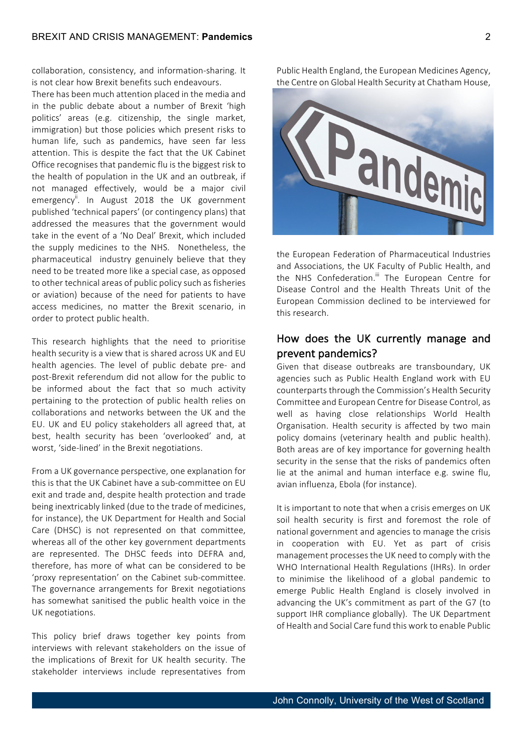collaboration, consistency, and information-sharing. It is not clear how Brexit benefits such endeavours.

There has been much attention placed in the media and in the public debate about a number of Brexit 'high politics' areas (e.g. citizenship, the single market, immigration) but those policies which present risks to human life, such as pandemics, have seen far less attention. This is despite the fact that the UK Cabinet Office recognises that pandemic flu is the biggest risk to the health of population in the UK and an outbreak, if not managed effectively, would be a major civil emergency[ii]. In August 2018 the UK government published 'technical papers' (or contingency plans) that addressed the measures that the government would take in the event of a 'No Deal' Brexit, which included the supply medicines to the NHS. Nonetheless, the pharmaceutical industry genuinely believe that they need to be treated more like a special case, as opposed to other technical areas of public policy such as fisheries or aviation) because of the need for patients to have access medicines, no matter the Brexit scenario, in order to protect public health.

This research highlights that the need to prioritise health security is a view that is shared across UK and EU health agencies. The level of public debate pre- and post-Brexit referendum did not allow for the public to be informed about the fact that so much activity pertaining to the protection of public health relies on collaborations and networks between the UK and the EU. UK and EU policy stakeholders all agreed that, at best, health security has been 'overlooked' and, at worst, 'side-lined' in the Brexit negotiations.

From a UK governance perspective, one explanation for this is that the UK Cabinet have a sub-committee on EU exit and trade and, despite health protection and trade being inextricably linked (due to the trade of medicines, for instance), the UK Department for Health and Social Care (DHSC) is not represented on that committee, whereas all of the other key government departments are represented. The DHSC feeds into DEFRA and, therefore, has more of what can be considered to be 'proxy representation' on the Cabinet sub-committee. The governance arrangements for Brexit negotiations has somewhat sanitised the public health voice in the UK negotiations.

This policy brief draws together key points from interviews with relevant stakeholders on the issue of the implications of Brexit for UK health security. The stakeholder interviews include representatives from Public Health England, the European Medicines Agency, the Centre on Global Health Security at Chatham House, the European Federation of Pharmaceutical Industries and Associations, the UK Faculty of Public Health, and the NHS Confederation.[iii] The European Centre for Disease Control and the Health Threats Unit of the European Commission declined to be interviewed for this research.

## How does the UK currently manage and prevent pandemics?

Given that disease outbreaks are transboundary, UK agencies such as Public Health England work with EU counterparts through the Commission's Health Security Committee and European Centre for Disease Control, as well as having close relationships World Health Organisation. Health security is affected by two main policy domains (veterinary health and public health). Both areas are of key importance for governing health security in the sense that the risks of pandemics often lie at the animal and human interface e.g. swine flu, avian influenza, Ebola (for instance).

It is important to note that when a crisis emerges on UK soil health security is first and foremost the role of national government and agencies to manage the crisis in cooperation with EU. Yet as part of crisis management processes the UK need to comply with the WHO International Health Regulations (IHRs). In order to minimise the likelihood of a global pandemic to emerge Public Health England is closely involved in advancing the UK's commitment as part of the G7 (to support IHR compliance globally). The UK Department of Health and Social Care fund this work to enable Public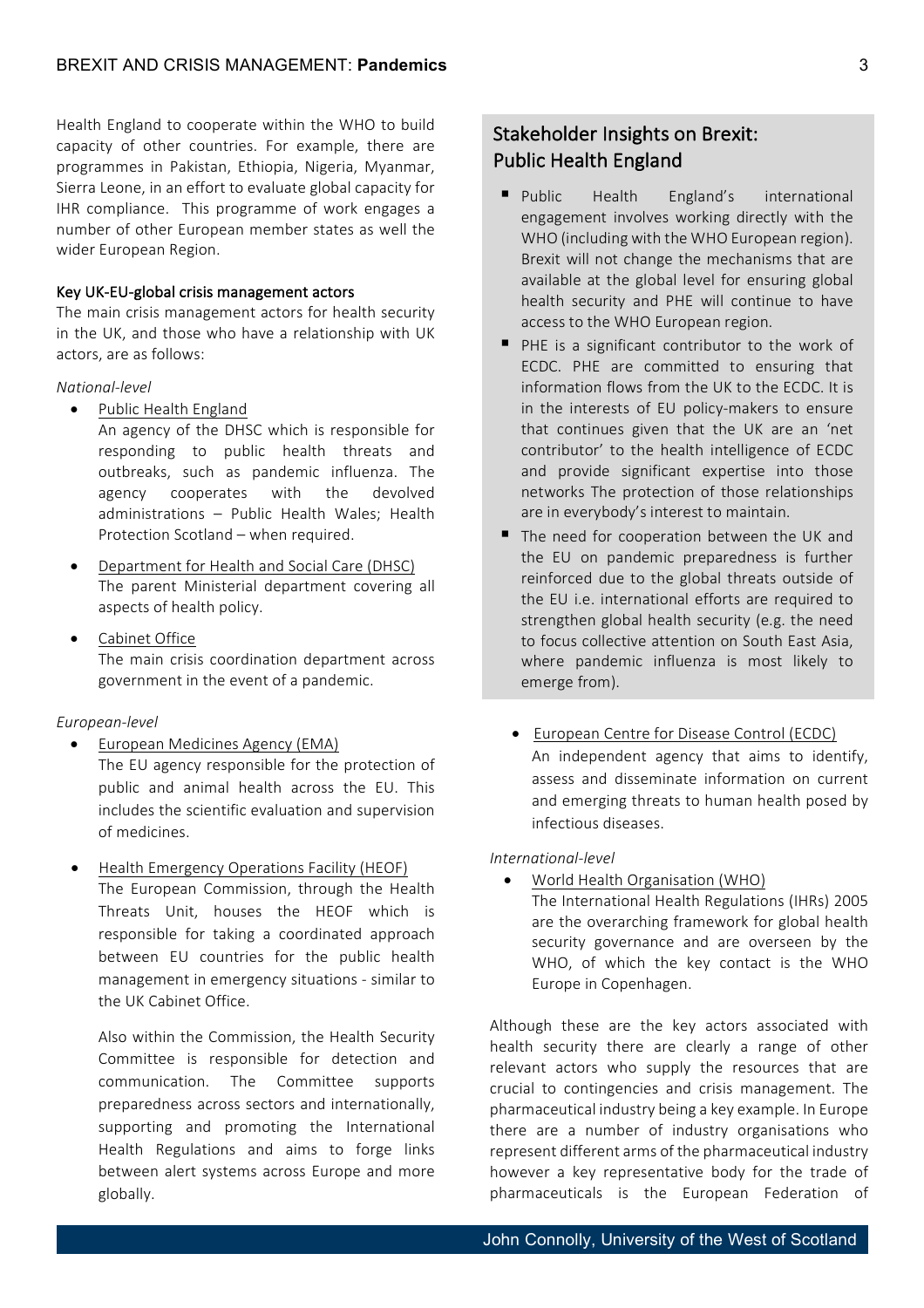Health England to cooperate within the WHO to build capacity of other countries. For example, there are programmes in Pakistan, Ethiopia, Nigeria, Myanmar, Sierra Leone, in an effort to evaluate global capacity for IHR compliance. This programme of work engages a number of other European member states as well the wider European Region.

**Key UK-EU-global crisis management actors**

The main crisis management actors for health security in the UK, and those who have a relationship with UK actors, are as follows:

*National-level*

- Public Health England
  An agency of the DHSC which is responsible for responding to public health threats and outbreaks, such as pandemic influenza. The agency cooperates with the devolved administrations – Public Health Wales; Health Protection Scotland – when required.

- Department for Health and Social Care (DHSC)
  The parent Ministerial department covering all aspects of health policy.

- Cabinet Office
  The main crisis coordination department across government in the event of a pandemic.

*European-level*

- European Medicines Agency (EMA)
  The EU agency responsible for the protection of public and animal health across the EU. This includes the scientific evaluation and supervision of medicines.

- Health Emergency Operations Facility (HEOF)
  The European Commission, through the Health Threats Unit, houses the HEOF which is responsible for taking a coordinated approach between EU countries for the public health management in emergency situations - similar to the UK Cabinet Office.

  Also within the Commission, the Health Security Committee is responsible for detection and communication. The Committee supports preparedness across sectors and internationally, supporting and promoting the International Health Regulations and aims to forge links between alert systems across Europe and more globally.

- European Centre for Disease Control (ECDC)
  An independent agency that aims to identify, assess and disseminate information on current and emerging threats to human health posed by infectious diseases.

*International-level*

- World Health Organisation (WHO)
  The International Health Regulations (IHRs) 2005 are the overarching framework for global health security governance and are overseen by the WHO, of which the key contact is the WHO Europe in Copenhagen.

Although these are the key actors associated with health security there are clearly a range of other relevant actors who supply the resources that are crucial to contingencies and crisis management. The pharmaceutical industry being a key example. In Europe there are a number of industry organisations who represent different arms of the pharmaceutical industry however a key representative body for the trade of pharmaceuticals is the European Federation of

## Stakeholder Insights on Brexit: Public Health England

- Public Health England's international engagement involves working directly with the WHO (including with the WHO European region). Brexit will not change the mechanisms that are available at the global level for ensuring global health security and PHE will continue to have access to the WHO European region.
- PHE is a significant contributor to the work of ECDC. PHE are committed to ensuring that information flows from the UK to the ECDC. It is in the interests of EU policy-makers to ensure that continues given that the UK are an 'net contributor' to the health intelligence of ECDC and provide significant expertise into those networks The protection of those relationships are in everybody's interest to maintain.
- The need for cooperation between the UK and the EU on pandemic preparedness is further reinforced due to the global threats outside of the EU i.e. international efforts are required to strengthen global health security (e.g. the need to focus collective attention on South East Asia, where pandemic influenza is most likely to emerge from).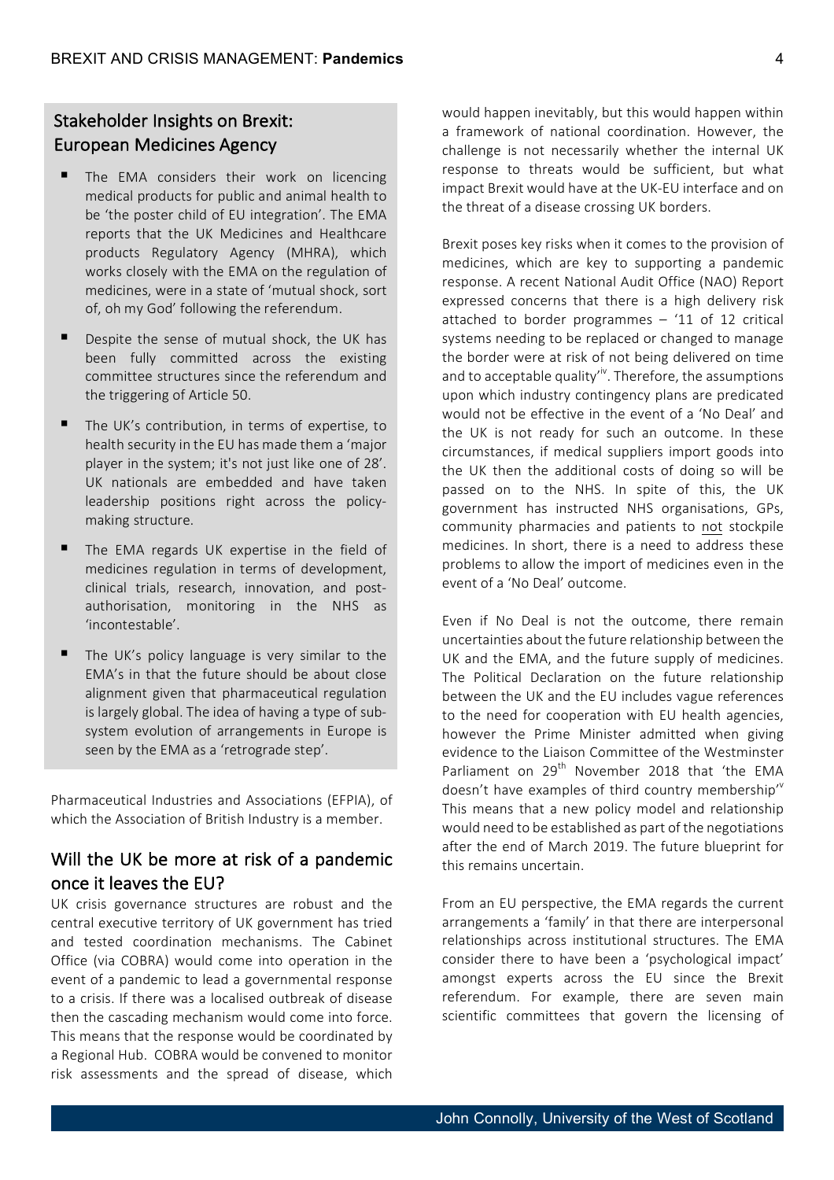## Stakeholder Insights on Brexit: European Medicines Agency

- The EMA considers their work on licencing medical products for public and animal health to be 'the poster child of EU integration'. The EMA reports that the UK Medicines and Healthcare products Regulatory Agency (MHRA), which works closely with the EMA on the regulation of medicines, were in a state of 'mutual shock, sort of, oh my God' following the referendum.
- Despite the sense of mutual shock, the UK has been fully committed across the existing committee structures since the referendum and the triggering of Article 50.
- The UK's contribution, in terms of expertise, to health security in the EU has made them a 'major player in the system; it's not just like one of 28'. UK nationals are embedded and have taken leadership positions right across the policy-making structure.
- The EMA regards UK expertise in the field of medicines regulation in terms of development, clinical trials, research, innovation, and post-authorisation, monitoring in the NHS as 'incontestable'.
- The UK's policy language is very similar to the EMA's in that the future should be about close alignment given that pharmaceutical regulation is largely global. The idea of having a type of sub-system evolution of arrangements in Europe is seen by the EMA as a 'retrograde step'.

Pharmaceutical Industries and Associations (EFPIA), of which the Association of British Industry is a member.

## Will the UK be more at risk of a pandemic once it leaves the EU?

UK crisis governance structures are robust and the central executive territory of UK government has tried and tested coordination mechanisms. The Cabinet Office (via COBRA) would come into operation in the event of a pandemic to lead a governmental response to a crisis. If there was a localised outbreak of disease then the cascading mechanism would come into force. This means that the response would be coordinated by a Regional Hub. COBRA would be convened to monitor risk assessments and the spread of disease, which would happen inevitably, but this would happen within a framework of national coordination. However, the challenge is not necessarily whether the internal UK response to threats would be sufficient, but what impact Brexit would have at the UK-EU interface and on the threat of a disease crossing UK borders.

Brexit poses key risks when it comes to the provision of medicines, which are key to supporting a pandemic response. A recent National Audit Office (NAO) Report expressed concerns that there is a high delivery risk attached to border programmes – '11 of 12 critical systems needing to be replaced or changed to manage the border were at risk of not being delivered on time and to acceptable quality'[iv]. Therefore, the assumptions upon which industry contingency plans are predicated would not be effective in the event of a 'No Deal' and the UK is not ready for such an outcome. In these circumstances, if medical suppliers import goods into the UK then the additional costs of doing so will be passed on to the NHS. In spite of this, the UK government has instructed NHS organisations, GPs, community pharmacies and patients to <u>not</u> stockpile medicines. In short, there is a need to address these problems to allow the import of medicines even in the event of a 'No Deal' outcome.

Even if No Deal is not the outcome, there remain uncertainties about the future relationship between the UK and the EMA, and the future supply of medicines. The Political Declaration on the future relationship between the UK and the EU includes vague references to the need for cooperation with EU health agencies, however the Prime Minister admitted when giving evidence to the Liaison Committee of the Westminster Parliament on 29th November 2018 that 'the EMA doesn't have examples of third country membership'[v] This means that a new policy model and relationship would need to be established as part of the negotiations after the end of March 2019. The future blueprint for this remains uncertain.

From an EU perspective, the EMA regards the current arrangements a 'family' in that there are interpersonal relationships across institutional structures. The EMA consider there to have been a 'psychological impact' amongst experts across the EU since the Brexit referendum. For example, there are seven main scientific committees that govern the licensing of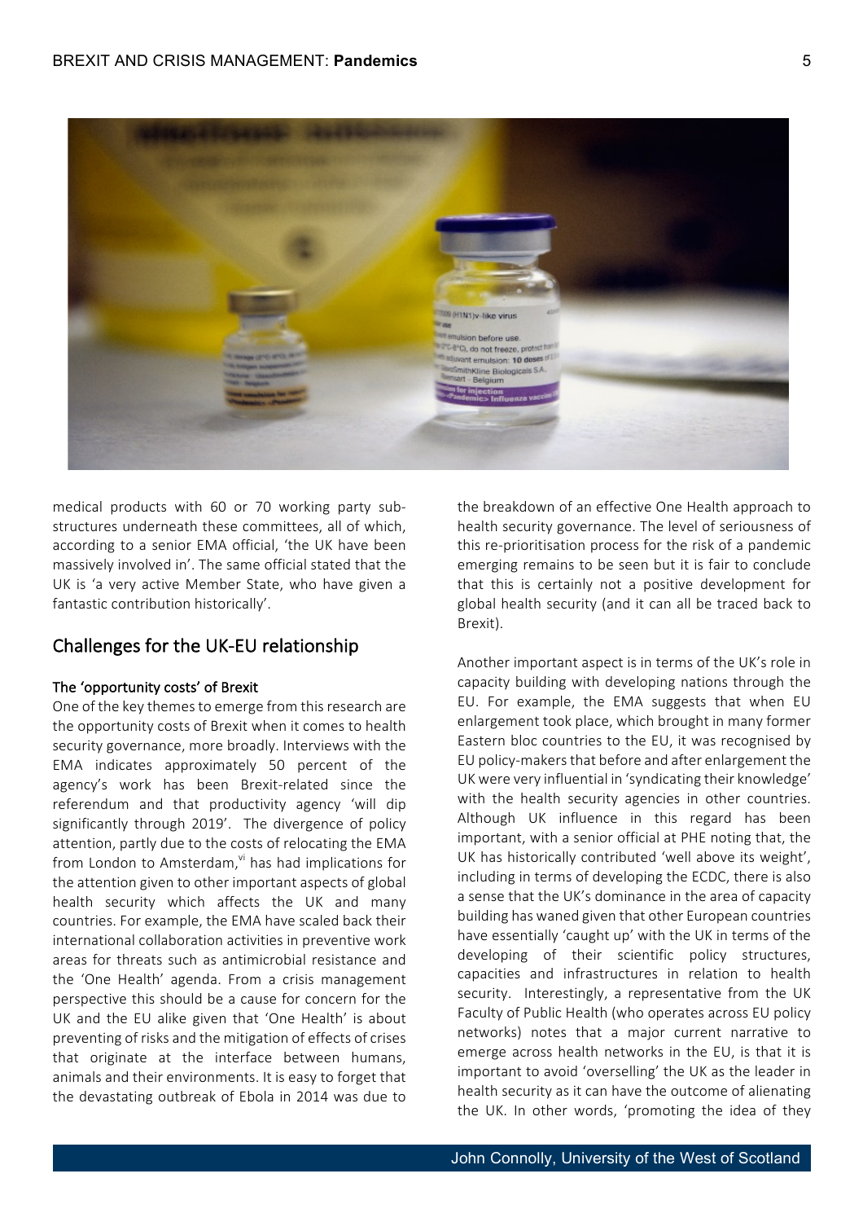medical products with 60 or 70 working party substructures underneath these committees, all of which, according to a senior EMA official, 'the UK have been massively involved in'. The same official stated that the UK is 'a very active Member State, who have given a fantastic contribution historically'.

## Challenges for the UK-EU relationship

### The 'opportunity costs' of Brexit

One of the key themes to emerge from this research are the opportunity costs of Brexit when it comes to health security governance, more broadly. Interviews with the EMA indicates approximately 50 percent of the agency's work has been Brexit-related since the referendum and that productivity agency 'will dip significantly through 2019'. The divergence of policy attention, partly due to the costs of relocating the EMA from London to Amsterdam,[vi] has had implications for the attention given to other important aspects of global health security which affects the UK and many countries. For example, the EMA have scaled back their international collaboration activities in preventive work areas for threats such as antimicrobial resistance and the 'One Health' agenda. From a crisis management perspective this should be a cause for concern for the UK and the EU alike given that 'One Health' is about preventing of risks and the mitigation of effects of crises that originate at the interface between humans, animals and their environments. It is easy to forget that the devastating outbreak of Ebola in 2014 was due to the breakdown of an effective One Health approach to health security governance. The level of seriousness of this re-prioritisation process for the risk of a pandemic emerging remains to be seen but it is fair to conclude that this is certainly not a positive development for global health security (and it can all be traced back to Brexit).

Another important aspect is in terms of the UK's role in capacity building with developing nations through the EU. For example, the EMA suggests that when EU enlargement took place, which brought in many former Eastern bloc countries to the EU, it was recognised by EU policy-makers that before and after enlargement the UK were very influential in 'syndicating their knowledge' with the health security agencies in other countries. Although UK influence in this regard has been important, with a senior official at PHE noting that, the UK has historically contributed 'well above its weight', including in terms of developing the ECDC, there is also a sense that the UK's dominance in the area of capacity building has waned given that other European countries have essentially 'caught up' with the UK in terms of the developing of their scientific policy structures, capacities and infrastructures in relation to health security. Interestingly, a representative from the UK Faculty of Public Health (who operates across EU policy networks) notes that a major current narrative to emerge across health networks in the EU, is that it is important to avoid 'overselling' the UK as the leader in health security as it can have the outcome of alienating the UK. In other words, 'promoting the idea of they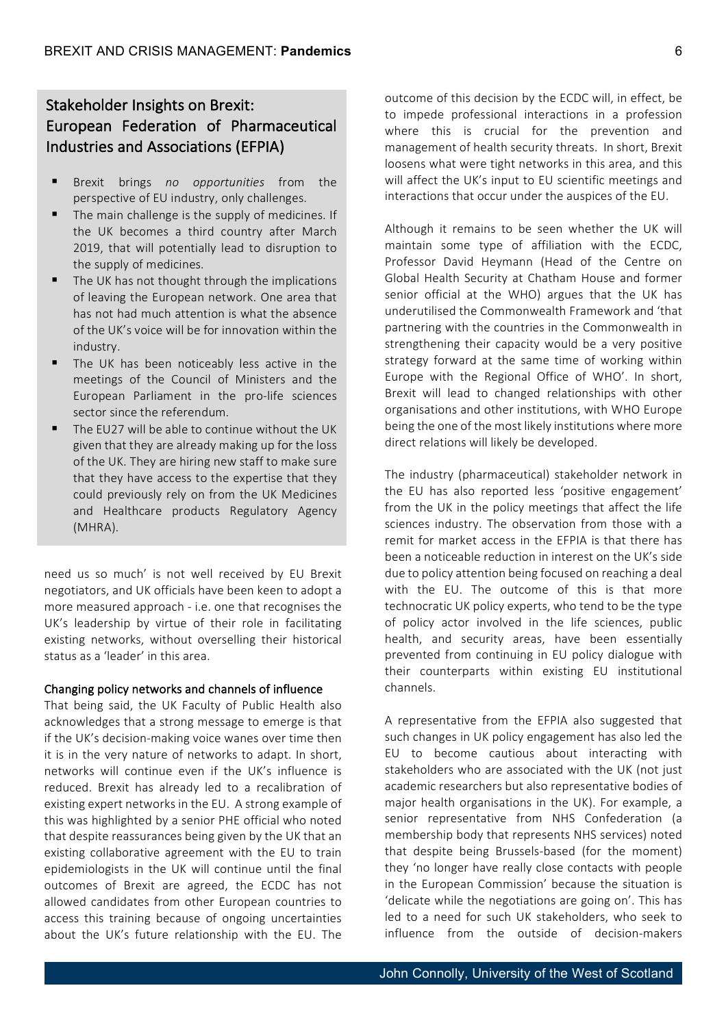## Stakeholder Insights on Brexit: European Federation of Pharmaceutical Industries and Associations (EFPIA)

- Brexit brings *no opportunities* from the perspective of EU industry, only challenges.
- The main challenge is the supply of medicines. If the UK becomes a third country after March 2019, that will potentially lead to disruption to the supply of medicines.
- The UK has not thought through the implications of leaving the European network. One area that has not had much attention is what the absence of the UK's voice will be for innovation within the industry.
- The UK has been noticeably less active in the meetings of the Council of Ministers and the European Parliament in the pro-life sciences sector since the referendum.
- The EU27 will be able to continue without the UK given that they are already making up for the loss of the UK. They are hiring new staff to make sure that they have access to the expertise that they could previously rely on from the UK Medicines and Healthcare products Regulatory Agency (MHRA).

need us so much' is not well received by EU Brexit negotiators, and UK officials have been keen to adopt a more measured approach - i.e. one that recognises the UK's leadership by virtue of their role in facilitating existing networks, without overselling their historical status as a 'leader' in this area.

### Changing policy networks and channels of influence

That being said, the UK Faculty of Public Health also acknowledges that a strong message to emerge is that if the UK's decision-making voice wanes over time then it is in the very nature of networks to adapt. In short, networks will continue even if the UK's influence is reduced. Brexit has already led to a recalibration of existing expert networks in the EU. A strong example of this was highlighted by a senior PHE official who noted that despite reassurances being given by the UK that an existing collaborative agreement with the EU to train epidemiologists in the UK will continue until the final outcomes of Brexit are agreed, the ECDC has not allowed candidates from other European countries to access this training because of ongoing uncertainties about the UK's future relationship with the EU. The outcome of this decision by the ECDC will, in effect, be to impede professional interactions in a profession where this is crucial for the prevention and management of health security threats. In short, Brexit loosens what were tight networks in this area, and this will affect the UK's input to EU scientific meetings and interactions that occur under the auspices of the EU.

Although it remains to be seen whether the UK will maintain some type of affiliation with the ECDC, Professor David Heymann (Head of the Centre on Global Health Security at Chatham House and former senior official at the WHO) argues that the UK has underutilised the Commonwealth Framework and 'that partnering with the countries in the Commonwealth in strengthening their capacity would be a very positive strategy forward at the same time of working within Europe with the Regional Office of WHO'. In short, Brexit will lead to changed relationships with other organisations and other institutions, with WHO Europe being the one of the most likely institutions where more direct relations will likely be developed.

The industry (pharmaceutical) stakeholder network in the EU has also reported less 'positive engagement' from the UK in the policy meetings that affect the life sciences industry. The observation from those with a remit for market access in the EFPIA is that there has been a noticeable reduction in interest on the UK's side due to policy attention being focused on reaching a deal with the EU. The outcome of this is that more technocratic UK policy experts, who tend to be the type of policy actor involved in the life sciences, public health, and security areas, have been essentially prevented from continuing in EU policy dialogue with their counterparts within existing EU institutional channels.

A representative from the EFPIA also suggested that such changes in UK policy engagement has also led the EU to become cautious about interacting with stakeholders who are associated with the UK (not just academic researchers but also representative bodies of major health organisations in the UK). For example, a senior representative from NHS Confederation (a membership body that represents NHS services) noted that despite being Brussels-based (for the moment) they 'no longer have really close contacts with people in the European Commission' because the situation is 'delicate while the negotiations are going on'. This has led to a need for such UK stakeholders, who seek to influence from the outside of decision-makers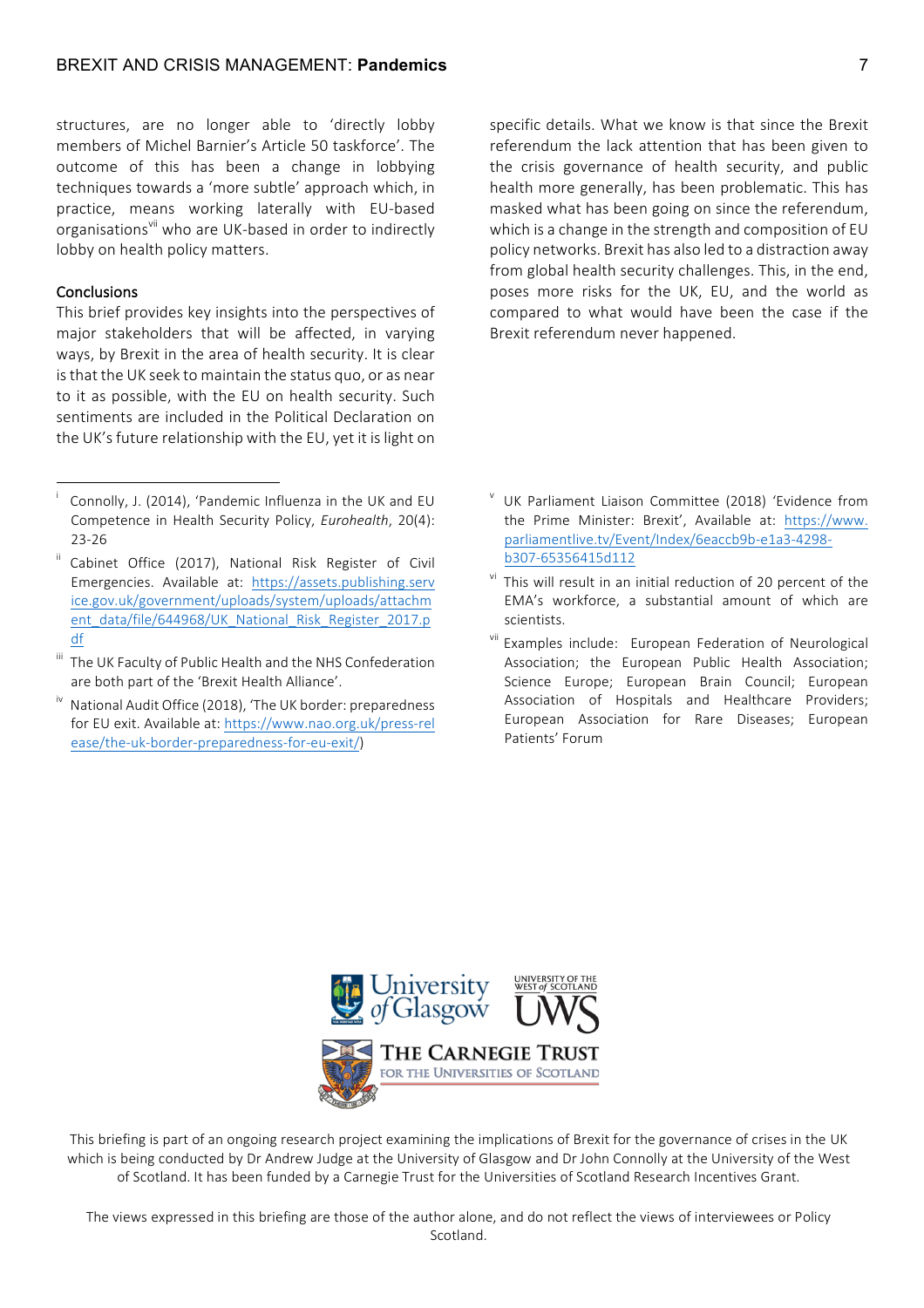structures, are no longer able to 'directly lobby members of Michel Barnier's Article 50 taskforce'. The outcome of this has been a change in lobbying techniques towards a 'more subtle' approach which, in practice, means working laterally with EU-based organisations[vii] who are UK-based in order to indirectly lobby on health policy matters.

## Conclusions

This brief provides key insights into the perspectives of major stakeholders that will be affected, in varying ways, by Brexit in the area of health security. It is clear is that the UK seek to maintain the status quo, or as near to it as possible, with the EU on health security. Such sentiments are included in the Political Declaration on the UK's future relationship with the EU, yet it is light on specific details. What we know is that since the Brexit referendum the lack attention that has been given to the crisis governance of health security, and public health more generally, has been problematic. This has masked what has been going on since the referendum, which is a change in the strength and composition of EU policy networks. Brexit has also led to a distraction away from global health security challenges. This, in the end, poses more risks for the UK, EU, and the world as compared to what would have been the case if the Brexit referendum never happened.

---

[i] Connolly, J. (2014), 'Pandemic Influenza in the UK and EU Competence in Health Security Policy, *Eurohealth*, 20(4): 23-26

[ii] Cabinet Office (2017), National Risk Register of Civil Emergencies. Available at: https://assets.publishing.service.gov.uk/government/uploads/system/uploads/attachment_data/file/644968/UK_National_Risk_Register_2017.pdf

[iii] The UK Faculty of Public Health and the NHS Confederation are both part of the 'Brexit Health Alliance'.

[iv] National Audit Office (2018), 'The UK border: preparedness for EU exit. Available at: https://www.nao.org.uk/press-release/the-uk-border-preparedness-for-eu-exit/)

[v] UK Parliament Liaison Committee (2018) 'Evidence from the Prime Minister: Brexit', Available at: https://www.parliamentlive.tv/Event/Index/6eaccb9b-e1a3-4298-b307-65356415d112

[vi] This will result in an initial reduction of 20 percent of the EMA's workforce, a substantial amount of which are scientists.

[vii] Examples include: European Federation of Neurological Association; the European Public Health Association; Science Europe; European Brain Council; European Association of Hospitals and Healthcare Providers; European Association for Rare Diseases; European Patients' Forum

This briefing is part of an ongoing research project examining the implications of Brexit for the governance of crises in the UK which is being conducted by Dr Andrew Judge at the University of Glasgow and Dr John Connolly at the University of the West of Scotland. It has been funded by a Carnegie Trust for the Universities of Scotland Research Incentives Grant.

The views expressed in this briefing are those of the author alone, and do not reflect the views of interviewees or Policy Scotland.